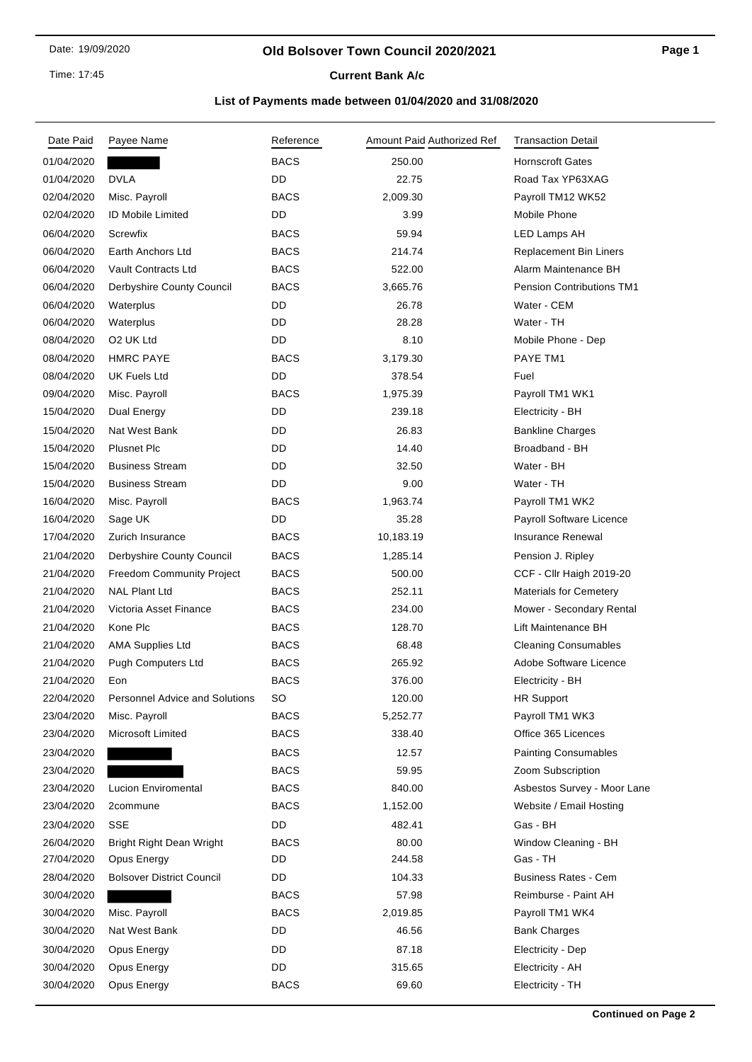Date: 19/09/2020

Time: 17:45

# Old Bolsover Town Council 2020/2021

## Current Bank A/c

### List of Payments made between 01/04/2020 and 31/08/2020

| Date Paid | Payee Name | Reference | Amount Paid | Authorized Ref | Transaction Detail |
|---|---|---|---|---|---|
| 01/04/2020 | | BACS | 250.00 | | Hornscroft Gates |
| 01/04/2020 | DVLA | DD | 22.75 | | Road Tax YP63XAG |
| 02/04/2020 | Misc. Payroll | BACS | 2,009.30 | | Payroll TM12 WK52 |
| 02/04/2020 | ID Mobile Limited | DD | 3.99 | | Mobile Phone |
| 06/04/2020 | Screwfix | BACS | 59.94 | | LED Lamps AH |
| 06/04/2020 | Earth Anchors Ltd | BACS | 214.74 | | Replacement Bin Liners |
| 06/04/2020 | Vault Contracts Ltd | BACS | 522.00 | | Alarm Maintenance BH |
| 06/04/2020 | Derbyshire County Council | BACS | 3,665.76 | | Pension Contributions TM1 |
| 06/04/2020 | Waterplus | DD | 26.78 | | Water - CEM |
| 06/04/2020 | Waterplus | DD | 28.28 | | Water - TH |
| 08/04/2020 | O2 UK Ltd | DD | 8.10 | | Mobile Phone - Dep |
| 08/04/2020 | HMRC PAYE | BACS | 3,179.30 | | PAYE TM1 |
| 08/04/2020 | UK Fuels Ltd | DD | 378.54 | | Fuel |
| 09/04/2020 | Misc. Payroll | BACS | 1,975.39 | | Payroll TM1 WK1 |
| 15/04/2020 | Dual Energy | DD | 239.18 | | Electricity - BH |
| 15/04/2020 | Nat West Bank | DD | 26.83 | | Bankline Charges |
| 15/04/2020 | Plusnet Plc | DD | 14.40 | | Broadband - BH |
| 15/04/2020 | Business Stream | DD | 32.50 | | Water - BH |
| 15/04/2020 | Business Stream | DD | 9.00 | | Water - TH |
| 16/04/2020 | Misc. Payroll | BACS | 1,963.74 | | Payroll TM1 WK2 |
| 16/04/2020 | Sage UK | DD | 35.28 | | Payroll Software Licence |
| 17/04/2020 | Zurich Insurance | BACS | 10,183.19 | | Insurance Renewal |
| 21/04/2020 | Derbyshire County Council | BACS | 1,285.14 | | Pension J. Ripley |
| 21/04/2020 | Freedom Community Project | BACS | 500.00 | | CCF - Cllr Haigh 2019-20 |
| 21/04/2020 | NAL Plant Ltd | BACS | 252.11 | | Materials for Cemetery |
| 21/04/2020 | Victoria Asset Finance | BACS | 234.00 | | Mower - Secondary Rental |
| 21/04/2020 | Kone Plc | BACS | 128.70 | | Lift Maintenance BH |
| 21/04/2020 | AMA Supplies Ltd | BACS | 68.48 | | Cleaning Consumables |
| 21/04/2020 | Pugh Computers Ltd | BACS | 265.92 | | Adobe Software Licence |
| 21/04/2020 | Eon | BACS | 376.00 | | Electricity - BH |
| 22/04/2020 | Personnel Advice and Solutions | SO | 120.00 | | HR Support |
| 23/04/2020 | Misc. Payroll | BACS | 5,252.77 | | Payroll TM1 WK3 |
| 23/04/2020 | Microsoft Limited | BACS | 338.40 | | Office 365 Licences |
| 23/04/2020 | | BACS | 12.57 | | Painting Consumables |
| 23/04/2020 | | BACS | 59.95 | | Zoom Subscription |
| 23/04/2020 | Lucion Enviromental | BACS | 840.00 | | Asbestos Survey - Moor Lane |
| 23/04/2020 | 2commune | BACS | 1,152.00 | | Website / Email Hosting |
| 23/04/2020 | SSE | DD | 482.41 | | Gas - BH |
| 26/04/2020 | Bright Right Dean Wright | BACS | 80.00 | | Window Cleaning - BH |
| 27/04/2020 | Opus Energy | DD | 244.58 | | Gas - TH |
| 28/04/2020 | Bolsover District Council | DD | 104.33 | | Business Rates - Cem |
| 30/04/2020 | | BACS | 57.98 | | Reimburse - Paint AH |
| 30/04/2020 | Misc. Payroll | BACS | 2,019.85 | | Payroll TM1 WK4 |
| 30/04/2020 | Nat West Bank | DD | 46.56 | | Bank Charges |
| 30/04/2020 | Opus Energy | DD | 87.18 | | Electricity - Dep |
| 30/04/2020 | Opus Energy | DD | 315.65 | | Electricity - AH |
| 30/04/2020 | Opus Energy | BACS | 69.60 | | Electricity - TH |

**Continued on Page 2**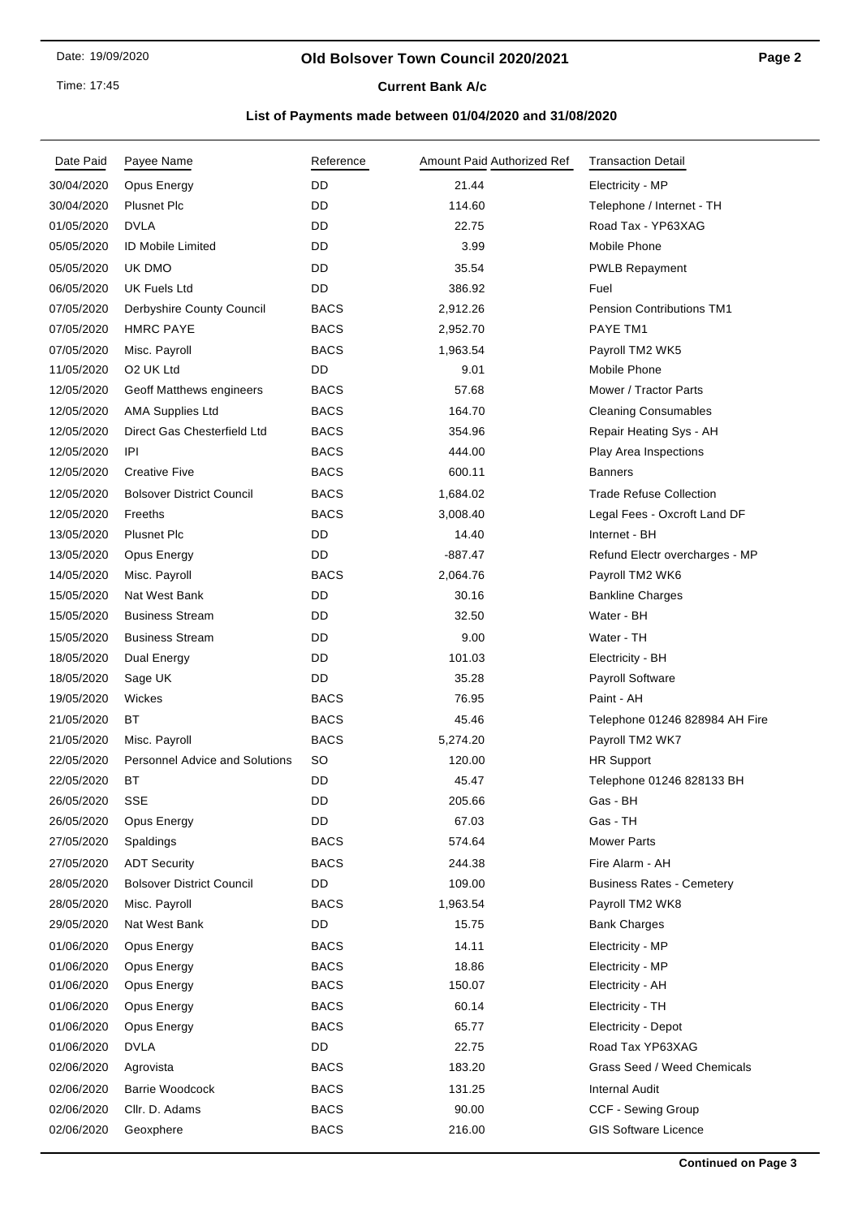# Old Bolsover Town Council 2020/2021

## Current Bank A/c

### List of Payments made between 01/04/2020 and 31/08/2020

| Date Paid | Payee Name | Reference | Amount Paid | Authorized Ref | Transaction Detail |
|---|---|---|---|---|---|
| 30/04/2020 | Opus Energy | DD | 21.44 | | Electricity - MP |
| 30/04/2020 | Plusnet Plc | DD | 114.60 | | Telephone / Internet - TH |
| 01/05/2020 | DVLA | DD | 22.75 | | Road Tax - YP63XAG |
| 05/05/2020 | ID Mobile Limited | DD | 3.99 | | Mobile Phone |
| 05/05/2020 | UK DMO | DD | 35.54 | | PWLB Repayment |
| 06/05/2020 | UK Fuels Ltd | DD | 386.92 | | Fuel |
| 07/05/2020 | Derbyshire County Council | BACS | 2,912.26 | | Pension Contributions TM1 |
| 07/05/2020 | HMRC PAYE | BACS | 2,952.70 | | PAYE TM1 |
| 07/05/2020 | Misc. Payroll | BACS | 1,963.54 | | Payroll TM2 WK5 |
| 11/05/2020 | O2 UK Ltd | DD | 9.01 | | Mobile Phone |
| 12/05/2020 | Geoff Matthews engineers | BACS | 57.68 | | Mower / Tractor Parts |
| 12/05/2020 | AMA Supplies Ltd | BACS | 164.70 | | Cleaning Consumables |
| 12/05/2020 | Direct Gas Chesterfield Ltd | BACS | 354.96 | | Repair Heating Sys - AH |
| 12/05/2020 | IPI | BACS | 444.00 | | Play Area Inspections |
| 12/05/2020 | Creative Five | BACS | 600.11 | | Banners |
| 12/05/2020 | Bolsover District Council | BACS | 1,684.02 | | Trade Refuse Collection |
| 12/05/2020 | Freeths | BACS | 3,008.40 | | Legal Fees - Oxcroft Land DF |
| 13/05/2020 | Plusnet Plc | DD | 14.40 | | Internet - BH |
| 13/05/2020 | Opus Energy | DD | -887.47 | | Refund Electr overcharges - MP |
| 14/05/2020 | Misc. Payroll | BACS | 2,064.76 | | Payroll TM2 WK6 |
| 15/05/2020 | Nat West Bank | DD | 30.16 | | Bankline Charges |
| 15/05/2020 | Business Stream | DD | 32.50 | | Water - BH |
| 15/05/2020 | Business Stream | DD | 9.00 | | Water - TH |
| 18/05/2020 | Dual Energy | DD | 101.03 | | Electricity - BH |
| 18/05/2020 | Sage UK | DD | 35.28 | | Payroll Software |
| 19/05/2020 | Wickes | BACS | 76.95 | | Paint - AH |
| 21/05/2020 | BT | BACS | 45.46 | | Telephone 01246 828984 AH Fire |
| 21/05/2020 | Misc. Payroll | BACS | 5,274.20 | | Payroll TM2 WK7 |
| 22/05/2020 | Personnel Advice and Solutions | SO | 120.00 | | HR Support |
| 22/05/2020 | BT | DD | 45.47 | | Telephone 01246 828133 BH |
| 26/05/2020 | SSE | DD | 205.66 | | Gas - BH |
| 26/05/2020 | Opus Energy | DD | 67.03 | | Gas - TH |
| 27/05/2020 | Spaldings | BACS | 574.64 | | Mower Parts |
| 27/05/2020 | ADT Security | BACS | 244.38 | | Fire Alarm - AH |
| 28/05/2020 | Bolsover District Council | DD | 109.00 | | Business Rates - Cemetery |
| 28/05/2020 | Misc. Payroll | BACS | 1,963.54 | | Payroll TM2 WK8 |
| 29/05/2020 | Nat West Bank | DD | 15.75 | | Bank Charges |
| 01/06/2020 | Opus Energy | BACS | 14.11 | | Electricity - MP |
| 01/06/2020 | Opus Energy | BACS | 18.86 | | Electricity - MP |
| 01/06/2020 | Opus Energy | BACS | 150.07 | | Electricity - AH |
| 01/06/2020 | Opus Energy | BACS | 60.14 | | Electricity - TH |
| 01/06/2020 | Opus Energy | BACS | 65.77 | | Electricity - Depot |
| 01/06/2020 | DVLA | DD | 22.75 | | Road Tax YP63XAG |
| 02/06/2020 | Agrovista | BACS | 183.20 | | Grass Seed / Weed Chemicals |
| 02/06/2020 | Barrie Woodcock | BACS | 131.25 | | Internal Audit |
| 02/06/2020 | Cllr. D. Adams | BACS | 90.00 | | CCF - Sewing Group |
| 02/06/2020 | Geoxphere | BACS | 216.00 | | GIS Software Licence |

**Continued on Page 3**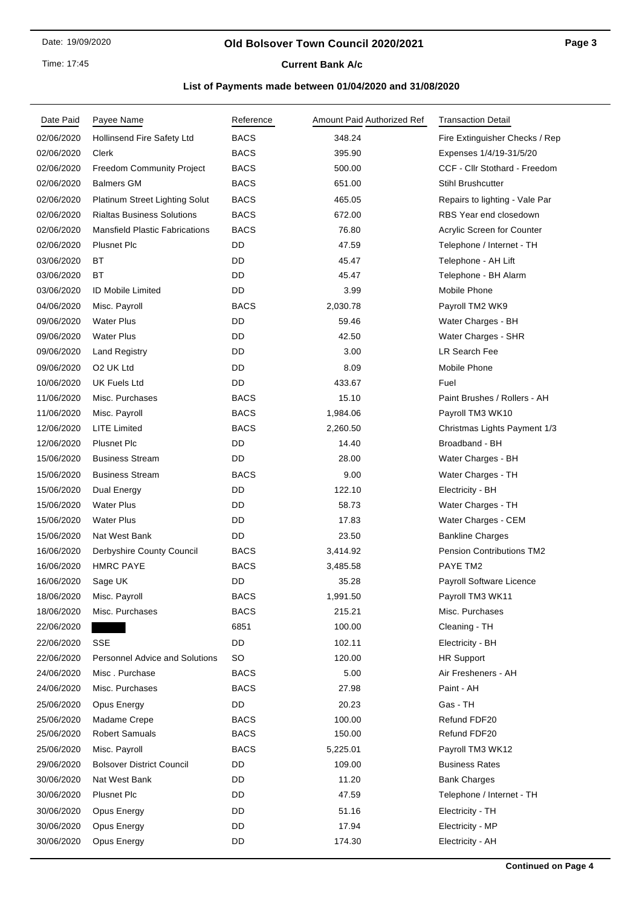## Old Bolsover Town Council 2020/2021

### Current Bank A/c

### List of Payments made between 01/04/2020 and 31/08/2020

| Date Paid | Payee Name | Reference | Amount Paid | Authorized Ref | Transaction Detail |
|---|---|---|---|---|---|
| 02/06/2020 | Hollinsend Fire Safety Ltd | BACS | 348.24 | | Fire Extinguisher Checks / Rep |
| 02/06/2020 | Clerk | BACS | 395.90 | | Expenses 1/4/19-31/5/20 |
| 02/06/2020 | Freedom Community Project | BACS | 500.00 | | CCF - Cllr Stothard - Freedom |
| 02/06/2020 | Balmers GM | BACS | 651.00 | | Stihl Brushcutter |
| 02/06/2020 | Platinum Street Lighting Solut | BACS | 465.05 | | Repairs to lighting - Vale Par |
| 02/06/2020 | Rialtas Business Solutions | BACS | 672.00 | | RBS Year end closedown |
| 02/06/2020 | Mansfield Plastic Fabrications | BACS | 76.80 | | Acrylic Screen for Counter |
| 02/06/2020 | Plusnet Plc | DD | 47.59 | | Telephone / Internet - TH |
| 03/06/2020 | BT | DD | 45.47 | | Telephone - AH Lift |
| 03/06/2020 | BT | DD | 45.47 | | Telephone - BH Alarm |
| 03/06/2020 | ID Mobile Limited | DD | 3.99 | | Mobile Phone |
| 04/06/2020 | Misc. Payroll | BACS | 2,030.78 | | Payroll TM2 WK9 |
| 09/06/2020 | Water Plus | DD | 59.46 | | Water Charges - BH |
| 09/06/2020 | Water Plus | DD | 42.50 | | Water Charges - SHR |
| 09/06/2020 | Land Registry | DD | 3.00 | | LR Search Fee |
| 09/06/2020 | O2 UK Ltd | DD | 8.09 | | Mobile Phone |
| 10/06/2020 | UK Fuels Ltd | DD | 433.67 | | Fuel |
| 11/06/2020 | Misc. Purchases | BACS | 15.10 | | Paint Brushes / Rollers - AH |
| 11/06/2020 | Misc. Payroll | BACS | 1,984.06 | | Payroll TM3 WK10 |
| 12/06/2020 | LITE Limited | BACS | 2,260.50 | | Christmas Lights Payment 1/3 |
| 12/06/2020 | Plusnet Plc | DD | 14.40 | | Broadband - BH |
| 15/06/2020 | Business Stream | DD | 28.00 | | Water Charges - BH |
| 15/06/2020 | Business Stream | BACS | 9.00 | | Water Charges - TH |
| 15/06/2020 | Dual Energy | DD | 122.10 | | Electricity - BH |
| 15/06/2020 | Water Plus | DD | 58.73 | | Water Charges - TH |
| 15/06/2020 | Water Plus | DD | 17.83 | | Water Charges - CEM |
| 15/06/2020 | Nat West Bank | DD | 23.50 | | Bankline Charges |
| 16/06/2020 | Derbyshire County Council | BACS | 3,414.92 | | Pension Contributions TM2 |
| 16/06/2020 | HMRC PAYE | BACS | 3,485.58 | | PAYE TM2 |
| 16/06/2020 | Sage UK | DD | 35.28 | | Payroll Software Licence |
| 18/06/2020 | Misc. Payroll | BACS | 1,991.50 | | Payroll TM3 WK11 |
| 18/06/2020 | Misc. Purchases | BACS | 215.21 | | Misc. Purchases |
| 22/06/2020 | | 6851 | 100.00 | | Cleaning - TH |
| 22/06/2020 | SSE | DD | 102.11 | | Electricity - BH |
| 22/06/2020 | Personnel Advice and Solutions | SO | 120.00 | | HR Support |
| 24/06/2020 | Misc . Purchase | BACS | 5.00 | | Air Fresheners - AH |
| 24/06/2020 | Misc. Purchases | BACS | 27.98 | | Paint - AH |
| 25/06/2020 | Opus Energy | DD | 20.23 | | Gas - TH |
| 25/06/2020 | Madame Crepe | BACS | 100.00 | | Refund FDF20 |
| 25/06/2020 | Robert Samuals | BACS | 150.00 | | Refund FDF20 |
| 25/06/2020 | Misc. Payroll | BACS | 5,225.01 | | Payroll TM3 WK12 |
| 29/06/2020 | Bolsover District Council | DD | 109.00 | | Business Rates |
| 30/06/2020 | Nat West Bank | DD | 11.20 | | Bank Charges |
| 30/06/2020 | Plusnet Plc | DD | 47.59 | | Telephone / Internet - TH |
| 30/06/2020 | Opus Energy | DD | 51.16 | | Electricity - TH |
| 30/06/2020 | Opus Energy | DD | 17.94 | | Electricity - MP |
| 30/06/2020 | Opus Energy | DD | 174.30 | | Electricity - AH |

**Continued on Page 4**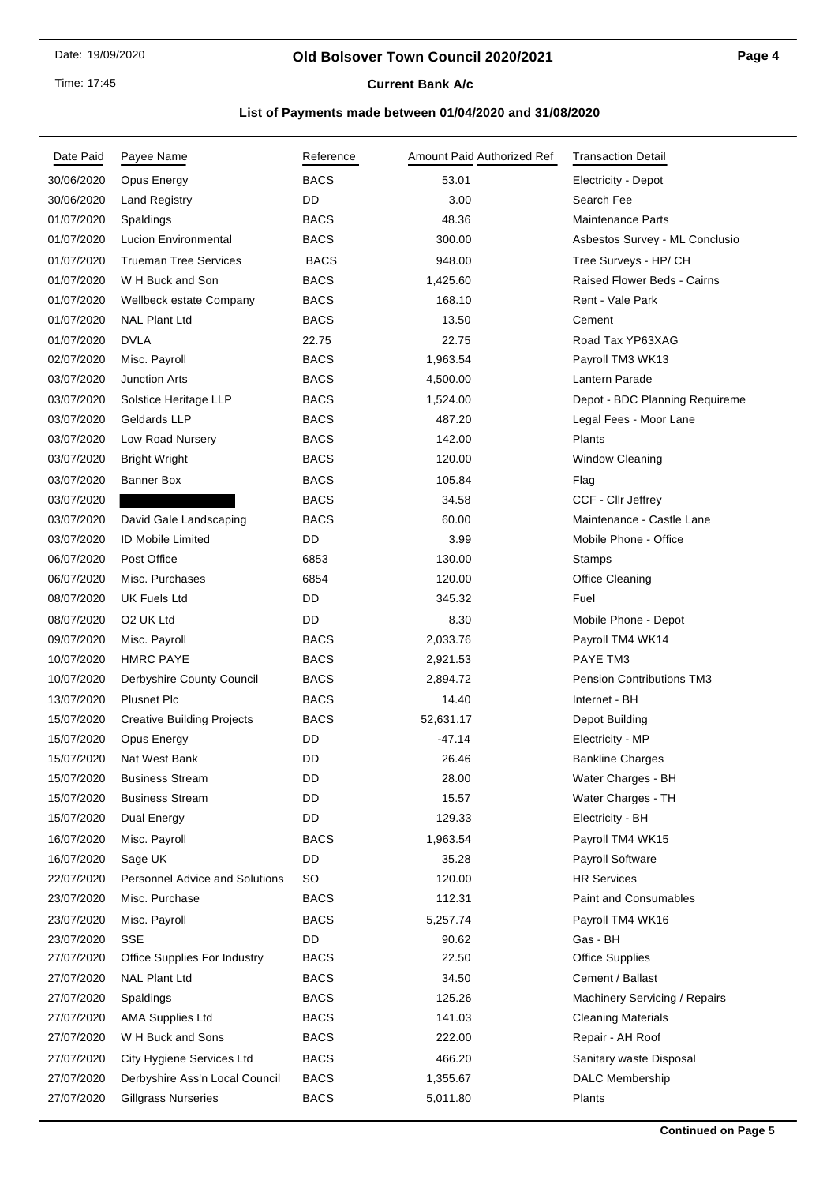# Old Bolsover Town Council 2020/2021

**Current Bank A/c**

**List of Payments made between 01/04/2020 and 31/08/2020**

| Date Paid | Payee Name | Reference | Amount Paid | Authorized Ref | Transaction Detail |
|---|---|---|---|---|---|
| 30/06/2020 | Opus Energy | BACS | 53.01 | | Electricity - Depot |
| 30/06/2020 | Land Registry | DD | 3.00 | | Search Fee |
| 01/07/2020 | Spaldings | BACS | 48.36 | | Maintenance Parts |
| 01/07/2020 | Lucion Environmental | BACS | 300.00 | | Asbestos Survey - ML Conclusio |
| 01/07/2020 | Trueman Tree Services | BACS | 948.00 | | Tree Surveys - HP/ CH |
| 01/07/2020 | W H Buck and Son | BACS | 1,425.60 | | Raised Flower Beds - Cairns |
| 01/07/2020 | Wellbeck estate Company | BACS | 168.10 | | Rent - Vale Park |
| 01/07/2020 | NAL Plant Ltd | BACS | 13.50 | | Cement |
| 01/07/2020 | DVLA | 22.75 | 22.75 | | Road Tax YP63XAG |
| 02/07/2020 | Misc. Payroll | BACS | 1,963.54 | | Payroll TM3 WK13 |
| 03/07/2020 | Junction Arts | BACS | 4,500.00 | | Lantern Parade |
| 03/07/2020 | Solstice Heritage LLP | BACS | 1,524.00 | | Depot - BDC Planning Requireme |
| 03/07/2020 | Geldards LLP | BACS | 487.20 | | Legal Fees - Moor Lane |
| 03/07/2020 | Low Road Nursery | BACS | 142.00 | | Plants |
| 03/07/2020 | Bright Wright | BACS | 120.00 | | Window Cleaning |
| 03/07/2020 | Banner Box | BACS | 105.84 | | Flag |
| 03/07/2020 | | BACS | 34.58 | | CCF - Cllr Jeffrey |
| 03/07/2020 | David Gale Landscaping | BACS | 60.00 | | Maintenance - Castle Lane |
| 03/07/2020 | ID Mobile Limited | DD | 3.99 | | Mobile Phone - Office |
| 06/07/2020 | Post Office | 6853 | 130.00 | | Stamps |
| 06/07/2020 | Misc. Purchases | 6854 | 120.00 | | Office Cleaning |
| 08/07/2020 | UK Fuels Ltd | DD | 345.32 | | Fuel |
| 08/07/2020 | O2 UK Ltd | DD | 8.30 | | Mobile Phone - Depot |
| 09/07/2020 | Misc. Payroll | BACS | 2,033.76 | | Payroll TM4 WK14 |
| 10/07/2020 | HMRC PAYE | BACS | 2,921.53 | | PAYE TM3 |
| 10/07/2020 | Derbyshire County Council | BACS | 2,894.72 | | Pension Contributions TM3 |
| 13/07/2020 | Plusnet Plc | BACS | 14.40 | | Internet - BH |
| 15/07/2020 | Creative Building Projects | BACS | 52,631.17 | | Depot Building |
| 15/07/2020 | Opus Energy | DD | -47.14 | | Electricity - MP |
| 15/07/2020 | Nat West Bank | DD | 26.46 | | Bankline Charges |
| 15/07/2020 | Business Stream | DD | 28.00 | | Water Charges - BH |
| 15/07/2020 | Business Stream | DD | 15.57 | | Water Charges - TH |
| 15/07/2020 | Dual Energy | DD | 129.33 | | Electricity - BH |
| 16/07/2020 | Misc. Payroll | BACS | 1,963.54 | | Payroll TM4 WK15 |
| 16/07/2020 | Sage UK | DD | 35.28 | | Payroll Software |
| 22/07/2020 | Personnel Advice and Solutions | SO | 120.00 | | HR Services |
| 23/07/2020 | Misc. Purchase | BACS | 112.31 | | Paint and Consumables |
| 23/07/2020 | Misc. Payroll | BACS | 5,257.74 | | Payroll TM4 WK16 |
| 23/07/2020 | SSE | DD | 90.62 | | Gas - BH |
| 27/07/2020 | Office Supplies For Industry | BACS | 22.50 | | Office Supplies |
| 27/07/2020 | NAL Plant Ltd | BACS | 34.50 | | Cement / Ballast |
| 27/07/2020 | Spaldings | BACS | 125.26 | | Machinery Servicing / Repairs |
| 27/07/2020 | AMA Supplies Ltd | BACS | 141.03 | | Cleaning Materials |
| 27/07/2020 | W H Buck and Sons | BACS | 222.00 | | Repair - AH Roof |
| 27/07/2020 | City Hygiene Services Ltd | BACS | 466.20 | | Sanitary waste Disposal |
| 27/07/2020 | Derbyshire Ass'n Local Council | BACS | 1,355.67 | | DALC Membership |
| 27/07/2020 | Gillgrass Nurseries | BACS | 5,011.80 | | Plants |

**Continued on Page 5**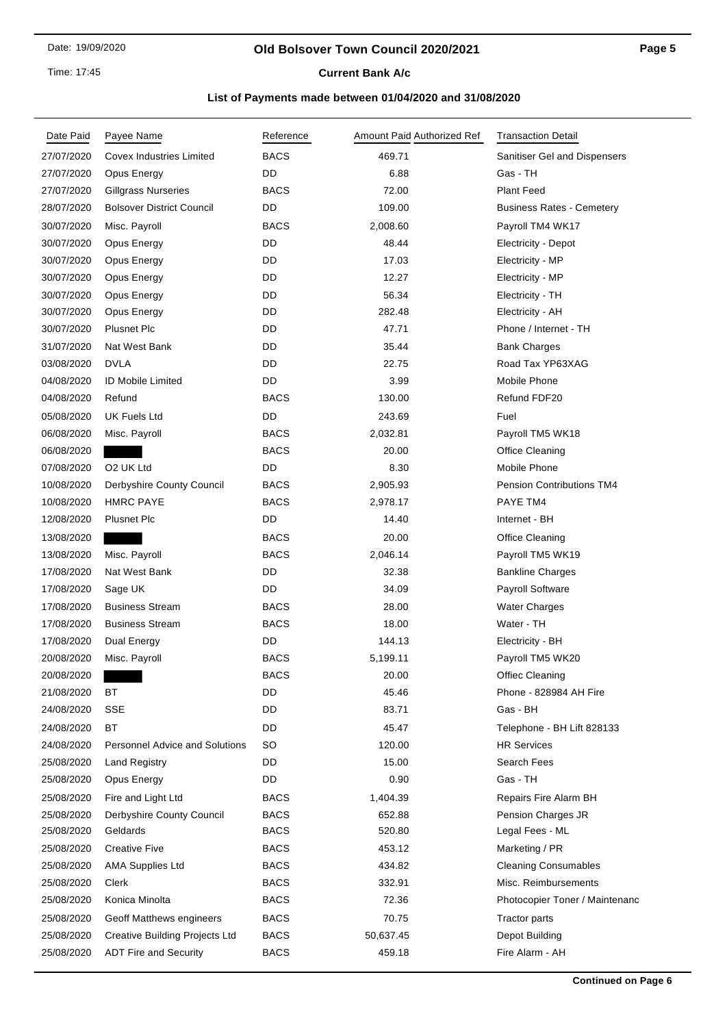# Old Bolsover Town Council 2020/2021

## Current Bank A/c

### List of Payments made between 01/04/2020 and 31/08/2020

| Date Paid | Payee Name | Reference | Amount Paid | Authorized Ref | Transaction Detail |
|---|---|---|---|---|---|
| 27/07/2020 | Covex Industries Limited | BACS | 469.71 | | Sanitiser Gel and Dispensers |
| 27/07/2020 | Opus Energy | DD | 6.88 | | Gas - TH |
| 27/07/2020 | Gillgrass Nurseries | BACS | 72.00 | | Plant Feed |
| 28/07/2020 | Bolsover District Council | DD | 109.00 | | Business Rates - Cemetery |
| 30/07/2020 | Misc. Payroll | BACS | 2,008.60 | | Payroll TM4 WK17 |
| 30/07/2020 | Opus Energy | DD | 48.44 | | Electricity - Depot |
| 30/07/2020 | Opus Energy | DD | 17.03 | | Electricity - MP |
| 30/07/2020 | Opus Energy | DD | 12.27 | | Electricity - MP |
| 30/07/2020 | Opus Energy | DD | 56.34 | | Electricity - TH |
| 30/07/2020 | Opus Energy | DD | 282.48 | | Electricity - AH |
| 30/07/2020 | Plusnet Plc | DD | 47.71 | | Phone / Internet - TH |
| 31/07/2020 | Nat West Bank | DD | 35.44 | | Bank Charges |
| 03/08/2020 | DVLA | DD | 22.75 | | Road Tax YP63XAG |
| 04/08/2020 | ID Mobile Limited | DD | 3.99 | | Mobile Phone |
| 04/08/2020 | Refund | BACS | 130.00 | | Refund FDF20 |
| 05/08/2020 | UK Fuels Ltd | DD | 243.69 | | Fuel |
| 06/08/2020 | Misc. Payroll | BACS | 2,032.81 | | Payroll TM5 WK18 |
| 06/08/2020 | | BACS | 20.00 | | Office Cleaning |
| 07/08/2020 | O2 UK Ltd | DD | 8.30 | | Mobile Phone |
| 10/08/2020 | Derbyshire County Council | BACS | 2,905.93 | | Pension Contributions TM4 |
| 10/08/2020 | HMRC PAYE | BACS | 2,978.17 | | PAYE TM4 |
| 12/08/2020 | Plusnet Plc | DD | 14.40 | | Internet - BH |
| 13/08/2020 | | BACS | 20.00 | | Office Cleaning |
| 13/08/2020 | Misc. Payroll | BACS | 2,046.14 | | Payroll TM5 WK19 |
| 17/08/2020 | Nat West Bank | DD | 32.38 | | Bankline Charges |
| 17/08/2020 | Sage UK | DD | 34.09 | | Payroll Software |
| 17/08/2020 | Business Stream | BACS | 28.00 | | Water Charges |
| 17/08/2020 | Business Stream | BACS | 18.00 | | Water - TH |
| 17/08/2020 | Dual Energy | DD | 144.13 | | Electricity - BH |
| 20/08/2020 | Misc. Payroll | BACS | 5,199.11 | | Payroll TM5 WK20 |
| 20/08/2020 | | BACS | 20.00 | | Offiec Cleaning |
| 21/08/2020 | BT | DD | 45.46 | | Phone - 828984 AH Fire |
| 24/08/2020 | SSE | DD | 83.71 | | Gas - BH |
| 24/08/2020 | BT | DD | 45.47 | | Telephone - BH Lift 828133 |
| 24/08/2020 | Personnel Advice and Solutions | SO | 120.00 | | HR Services |
| 25/08/2020 | Land Registry | DD | 15.00 | | Search Fees |
| 25/08/2020 | Opus Energy | DD | 0.90 | | Gas - TH |
| 25/08/2020 | Fire and Light Ltd | BACS | 1,404.39 | | Repairs Fire Alarm BH |
| 25/08/2020 | Derbyshire County Council | BACS | 652.88 | | Pension Charges JR |
| 25/08/2020 | Geldards | BACS | 520.80 | | Legal Fees - ML |
| 25/08/2020 | Creative Five | BACS | 453.12 | | Marketing / PR |
| 25/08/2020 | AMA Supplies Ltd | BACS | 434.82 | | Cleaning Consumables |
| 25/08/2020 | Clerk | BACS | 332.91 | | Misc. Reimbursements |
| 25/08/2020 | Konica Minolta | BACS | 72.36 | | Photocopier Toner / Maintenanc |
| 25/08/2020 | Geoff Matthews engineers | BACS | 70.75 | | Tractor parts |
| 25/08/2020 | Creative Building Projects Ltd | BACS | 50,637.45 | | Depot Building |
| 25/08/2020 | ADT Fire and Security | BACS | 459.18 | | Fire Alarm - AH |

**Continued on Page 6**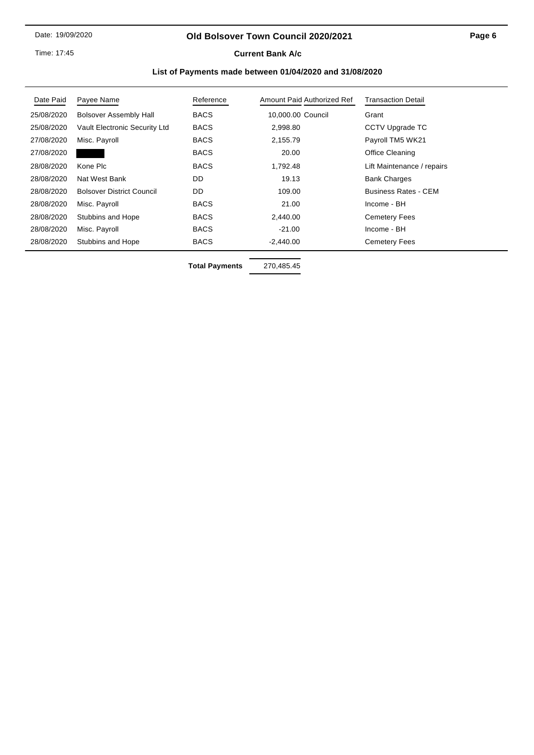# Old Bolsover Town Council 2020/2021

**Current Bank A/c**

**List of Payments made between 01/04/2020 and 31/08/2020**

Date: 19/09/2020

Time: 17:45

| Date Paid | Payee Name | Reference | Amount Paid | Authorized Ref | Transaction Detail |
|---|---|---|---|---|---|
| 25/08/2020 | Bolsover Assembly Hall | BACS | 10,000.00 | Council | Grant |
| 25/08/2020 | Vault Electronic Security Ltd | BACS | 2,998.80 | | CCTV Upgrade TC |
| 27/08/2020 | Misc. Payroll | BACS | 2,155.79 | | Payroll TM5 WK21 |
| 27/08/2020 | | BACS | 20.00 | | Office Cleaning |
| 28/08/2020 | Kone Plc | BACS | 1,792.48 | | Lift Maintenance / repairs |
| 28/08/2020 | Nat West Bank | DD | 19.13 | | Bank Charges |
| 28/08/2020 | Bolsover District Council | DD | 109.00 | | Business Rates - CEM |
| 28/08/2020 | Misc. Payroll | BACS | 21.00 | | Income - BH |
| 28/08/2020 | Stubbins and Hope | BACS | 2,440.00 | | Cemetery Fees |
| 28/08/2020 | Misc. Payroll | BACS | -21.00 | | Income - BH |
| 28/08/2020 | Stubbins and Hope | BACS | -2,440.00 | | Cemetery Fees |

**Total Payments** 270,485.45